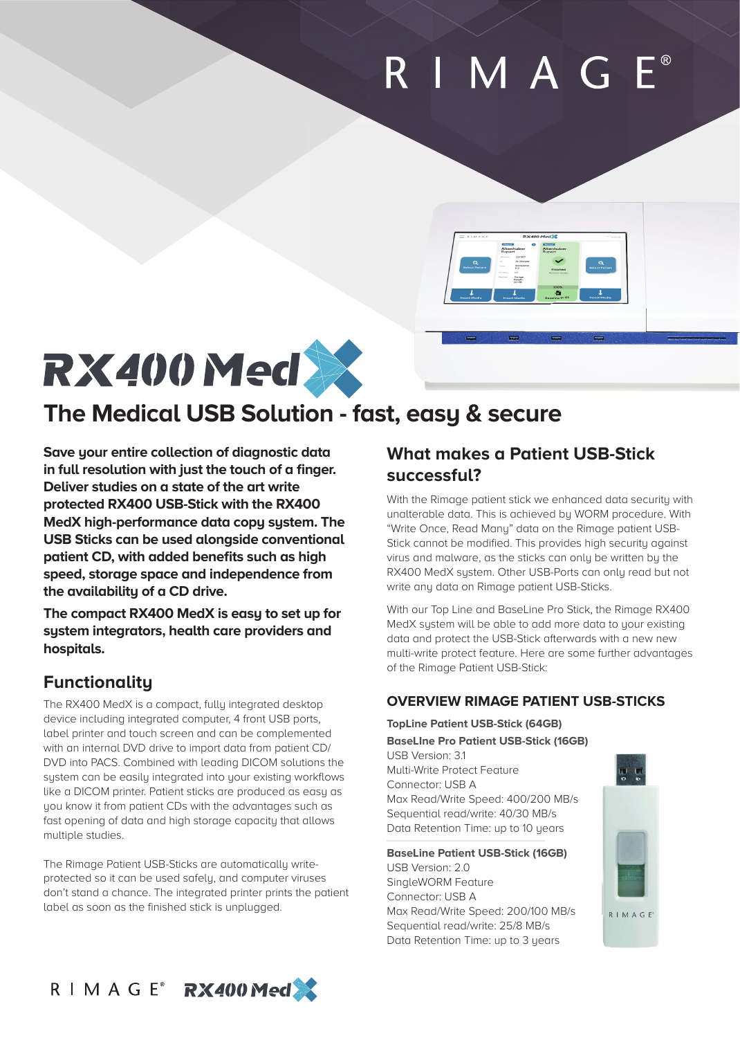# RX400 MedX

## The Medical USB Solution - fast, easy & secure

**Save your entire collection of diagnostic data in full resolution with just the touch of a finger. Deliver studies on a state of the art write protected RX400 USB-Stick with the RX400 MedX high-performance data copy system. The USB Sticks can be used alongside conventional patient CD, with added benefits such as high speed, storage space and independence from the availability of a CD drive.**

**The compact RX400 MedX is easy to set up for system integrators, health care providers and hospitals.**

## Functionality

The RX400 MedX is a compact, fully integrated desktop device including integrated computer, 4 front USB ports, label printer and touch screen and can be complemented with an internal DVD drive to import data from patient CD/DVD into PACS. Combined with leading DICOM solutions the system can be easily integrated into your existing workflows like a DICOM printer. Patient sticks are produced as easy as you know it from patient CDs with the advantages such as fast opening of data and high storage capacity that allows multiple studies.

The Rimage Patient USB-Sticks are automatically write-protected so it can be used safely, and computer viruses don't stand a chance. The integrated printer prints the patient label as soon as the finished stick is unplugged.

## What makes a Patient USB-Stick successful?

With the Rimage patient stick we enhanced data security with unalterable data. This is achieved by WORM procedure. With "Write Once, Read Many" data on the Rimage patient USB-Stick cannot be modified. This provides high security against virus and malware, as the sticks can only be written by the RX400 MedX system. Other USB-Ports can only read but not write any data on Rimage patient USB-Sticks.

With our Top Line and BaseLine Pro Stick, the Rimage RX400 MedX system will be able to add more data to your existing data and protect the USB-Stick afterwards with a new new multi-write protect feature. Here are some further advantages of the Rimage Patient USB-Stick:

### OVERVIEW RIMAGE PATIENT USB-STICKS

**TopLine Patient USB-Stick (64GB)**
**BaseLIne Pro Patient USB-Stick (16GB)**
USB Version: 3.1
Multi-Write Protect Feature
Connector: USB A
Max Read/Write Speed: 400/200 MB/s
Sequential read/write: 40/30 MB/s
Data Retention Time: up to 10 years

**BaseLine Patient USB-Stick (16GB)**
USB Version: 2.0
SingleWORM Feature
Connector: USB A
Max Read/Write Speed: 200/100 MB/s
Sequential read/write: 25/8 MB/s
Data Retention Time: up to 3 years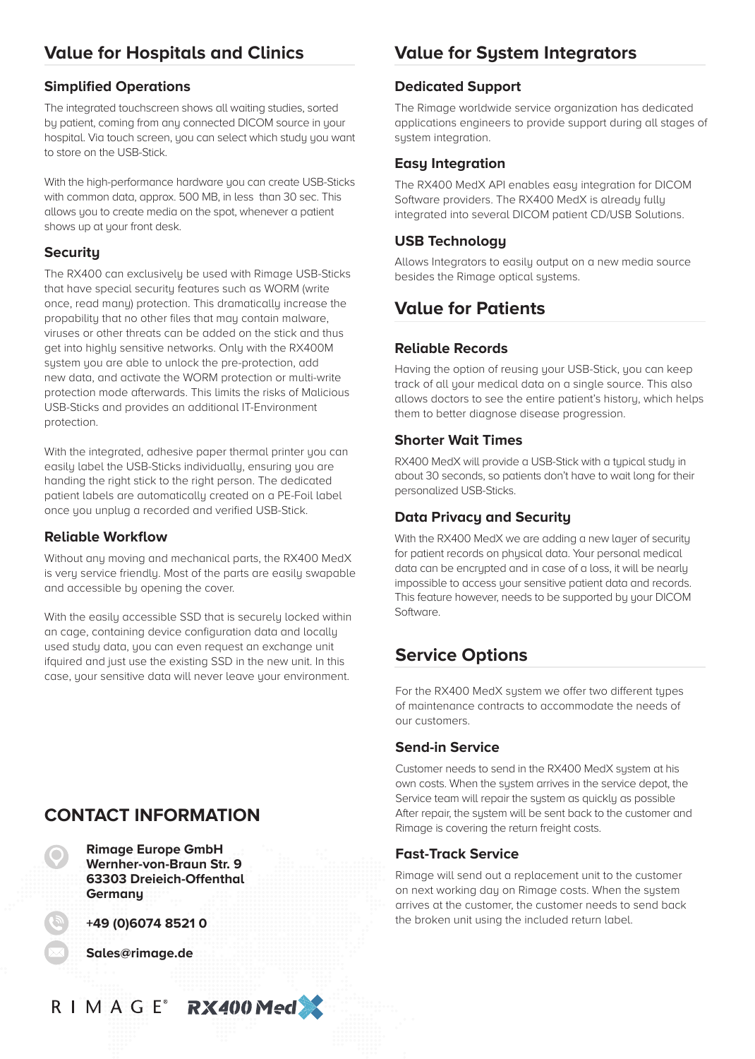## Value for Hospitals and Clinics

### Simplified Operations

The integrated touchscreen shows all waiting studies, sorted by patient, coming from any connected DICOM source in your hospital. Via touch screen, you can select which study you want to store on the USB-Stick.

With the high-performance hardware you can create USB-Sticks with common data, approx. 500 MB, in less than 30 sec. This allows you to create media on the spot, whenever a patient shows up at your front desk.

### Security

The RX400 can exclusively be used with Rimage USB-Sticks that have special security features such as WORM (write once, read many) protection. This dramatically increase the propability that no other files that may contain malware, viruses or other threats can be added on the stick and thus get into highly sensitive networks. Only with the RX400M system you are able to unlock the pre-protection, add new data, and activate the WORM protection or multi-write protection mode afterwards. This limits the risks of Malicious USB-Sticks and provides an additional IT-Environment protection.

With the integrated, adhesive paper thermal printer you can easily label the USB-Sticks individually, ensuring you are handing the right stick to the right person. The dedicated patient labels are automatically created on a PE-Foil label once you unplug a recorded and verified USB-Stick.

### Reliable Workflow

Without any moving and mechanical parts, the RX400 MedX is very service friendly. Most of the parts are easily swapable and accessible by opening the cover.

With the easily accessible SSD that is securely locked within an cage, containing device configuration data and locally used study data, you can even request an exchange unit ifquired and just use the existing SSD in the new unit. In this case, your sensitive data will never leave your environment.

## CONTACT INFORMATION

**Rimage Europe GmbH**
**Wernher-von-Braun Str. 9**
**63303 Dreieich-Offenthal**
**Germany**

**+49 (0)6074 8521 0**

**Sales@rimage.de**

RIMAGE® RX400 MedX

## Value for System Integrators

### Dedicated Support

The Rimage worldwide service organization has dedicated applications engineers to provide support during all stages of system integration.

### Easy Integration

The RX400 MedX API enables easy integration for DICOM Software providers. The RX400 MedX is already fully integrated into several DICOM patient CD/USB Solutions.

### USB Technology

Allows Integrators to easily output on a new media source besides the Rimage optical systems.

## Value for Patients

### Reliable Records

Having the option of reusing your USB-Stick, you can keep track of all your medical data on a single source. This also allows doctors to see the entire patient's history, which helps them to better diagnose disease progression.

### Shorter Wait Times

RX400 MedX will provide a USB-Stick with a typical study in about 30 seconds, so patients don't have to wait long for their personalized USB-Sticks.

### Data Privacy and Security

With the RX400 MedX we are adding a new layer of security for patient records on physical data. Your personal medical data can be encrypted and in case of a loss, it will be nearly impossible to access your sensitive patient data and records. This feature however, needs to be supported by your DICOM Software.

## Service Options

For the RX400 MedX system we offer two different types of maintenance contracts to accommodate the needs of our customers.

### Send-in Service

Customer needs to send in the RX400 MedX system at his own costs. When the system arrives in the service depot, the Service team will repair the system as quickly as possible After repair, the system will be sent back to the customer and Rimage is covering the return freight costs.

### Fast-Track Service

Rimage will send out a replacement unit to the customer on next working day on Rimage costs. When the system arrives at the customer, the customer needs to send back the broken unit using the included return label.